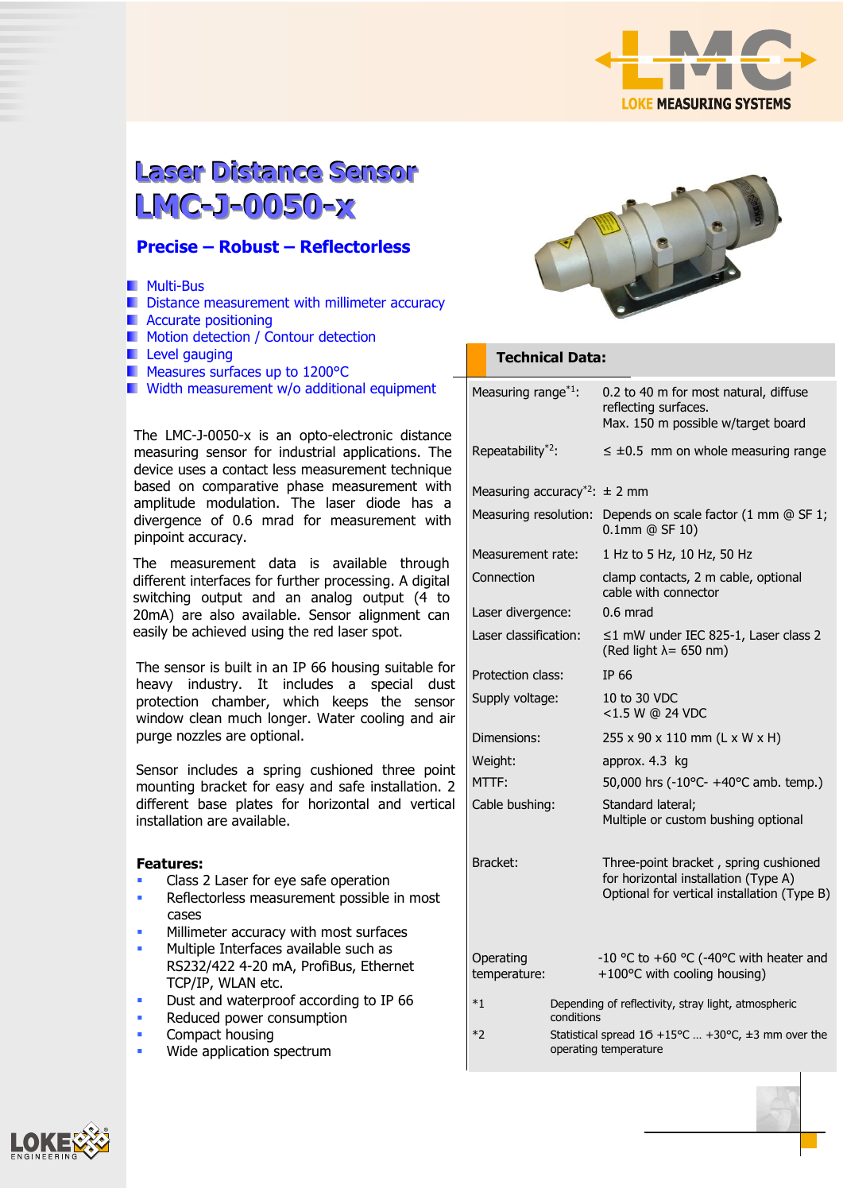# Laser Distance Sensor LMC-J-0050-x

## Precise – Robust – Reflectorless

- Multi-Bus
- Distance measurement with millimeter accuracy
- Accurate positioning
- Motion detection / Contour detection
- Level gauging
- Measures surfaces up to 1200°C
- Width measurement w/o additional equipment

The LMC-J-0050-x is an opto-electronic distance measuring sensor for industrial applications. The device uses a contact less measurement technique based on comparative phase measurement with amplitude modulation. The laser diode has a divergence of 0.6 mrad for measurement with pinpoint accuracy.

The measurement data is available through different interfaces for further processing. A digital switching output and an analog output (4 to 20mA) are also available. Sensor alignment can easily be achieved using the red laser spot.

The sensor is built in an IP 66 housing suitable for heavy industry. It includes a special dust protection chamber, which keeps the sensor window clean much longer. Water cooling and air purge nozzles are optional.

Sensor includes a spring cushioned three point mounting bracket for easy and safe installation. 2 different base plates for horizontal and vertical installation are available.

### Features:

- Class 2 Laser for eye safe operation
- Reflectorless measurement possible in most cases
- Millimeter accuracy with most surfaces
- Multiple Interfaces available such as RS232/422 4-20 mA, ProfiBus, Ethernet TCP/IP, WLAN etc.
- Dust and waterproof according to IP 66
- Reduced power consumption
- Compact housing
- Wide application spectrum

## Technical Data:

| | |
|---|---|
| Measuring range*1: | 0.2 to 40 m for most natural, diffuse reflecting surfaces. Max. 150 m possible w/target board |
| Repeatability*2: | ≤ ±0.5 mm on whole measuring range |
| Measuring accuracy*2: | ± 2 mm |
| Measuring resolution: | Depends on scale factor (1 mm @ SF 1; 0.1mm @ SF 10) |
| Measurement rate: | 1 Hz to 5 Hz, 10 Hz, 50 Hz |
| Connection | clamp contacts, 2 m cable, optional cable with connector |
| Laser divergence: | 0.6 mrad |
| Laser classification: | ≤1 mW under IEC 825-1, Laser class 2 (Red light λ= 650 nm) |
| Protection class: | IP 66 |
| Supply voltage: | 10 to 30 VDC <1.5 W @ 24 VDC |
| Dimensions: | 255 x 90 x 110 mm (L x W x H) |
| Weight: | approx. 4.3 kg |
| MTTF: | 50,000 hrs (-10°C- +40°C amb. temp.) |
| Cable bushing: | Standard lateral; Multiple or custom bushing optional |
| Bracket: | Three-point bracket , spring cushioned for horizontal installation (Type A) Optional for vertical installation (Type B) |
| Operating temperature: | -10 °C to +60 °C (-40°C with heater and +100°C with cooling housing) |

*1 Depending of reflectivity, stray light, atmospheric conditions

*2 Statistical spread 1σ +15°C … +30°C, ±3 mm over the operating temperature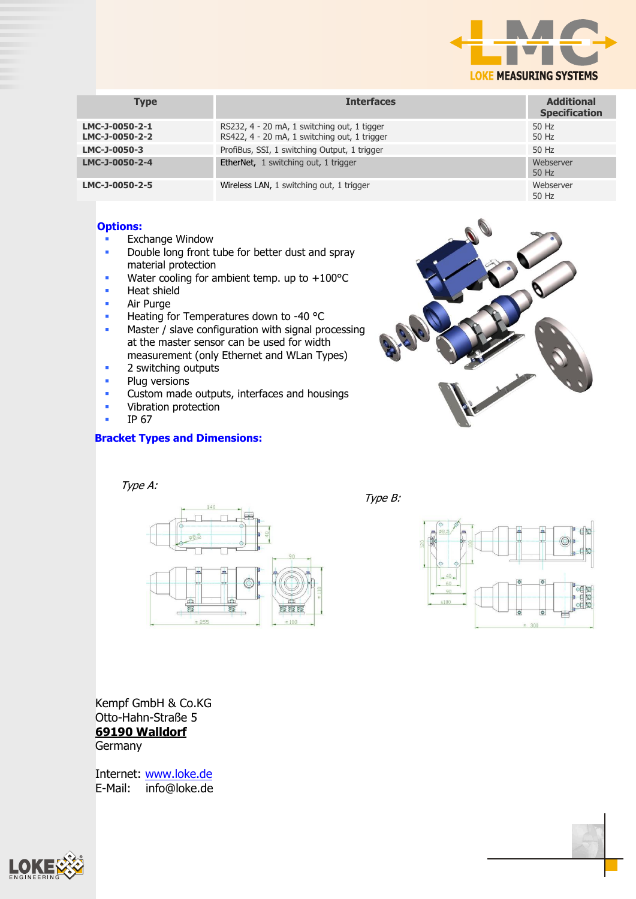| Type | Interfaces | Additional Specification |
|---|---|---|
| **LMC-J-0050-2-1**<br>**LMC-J-0050-2-2** | RS232, 4 - 20 mA, 1 switching out, 1 tigger<br>RS422, 4 - 20 mA, 1 switching out, 1 trigger | 50 Hz<br>50 Hz |
| **LMC-J-0050-3** | ProfiBus, SSI, 1 switching Output, 1 trigger | 50 Hz |
| **LMC-J-0050-2-4** | EtherNet, 1 switching out, 1 trigger | Webserver<br>50 Hz |
| **LMC-J-0050-2-5** | Wireless LAN, 1 switching out, 1 trigger | Webserver<br>50 Hz |

**Options:**

- Exchange Window
- Double long front tube for better dust and spray material protection
- Water cooling for ambient temp. up to +100°C
- Heat shield
- Air Purge
- Heating for Temperatures down to -40 °C
- Master / slave configuration with signal processing at the master sensor can be used for width measurement (only Ethernet and WLan Types)
- 2 switching outputs
- Plug versions
- Custom made outputs, interfaces and housings
- Vibration protection
- IP 67

**Bracket Types and Dimensions:**

*Type A:*

140
40
90
110
≈ 255
≈ 100

*Type B:*

120
100
40
60
90
≈100
≈ 300

Kempf GmbH & Co.KG
Otto-Hahn-Straße 5
**69190 Walldorf**
Germany

Internet: www.loke.de
E-Mail: info@loke.de